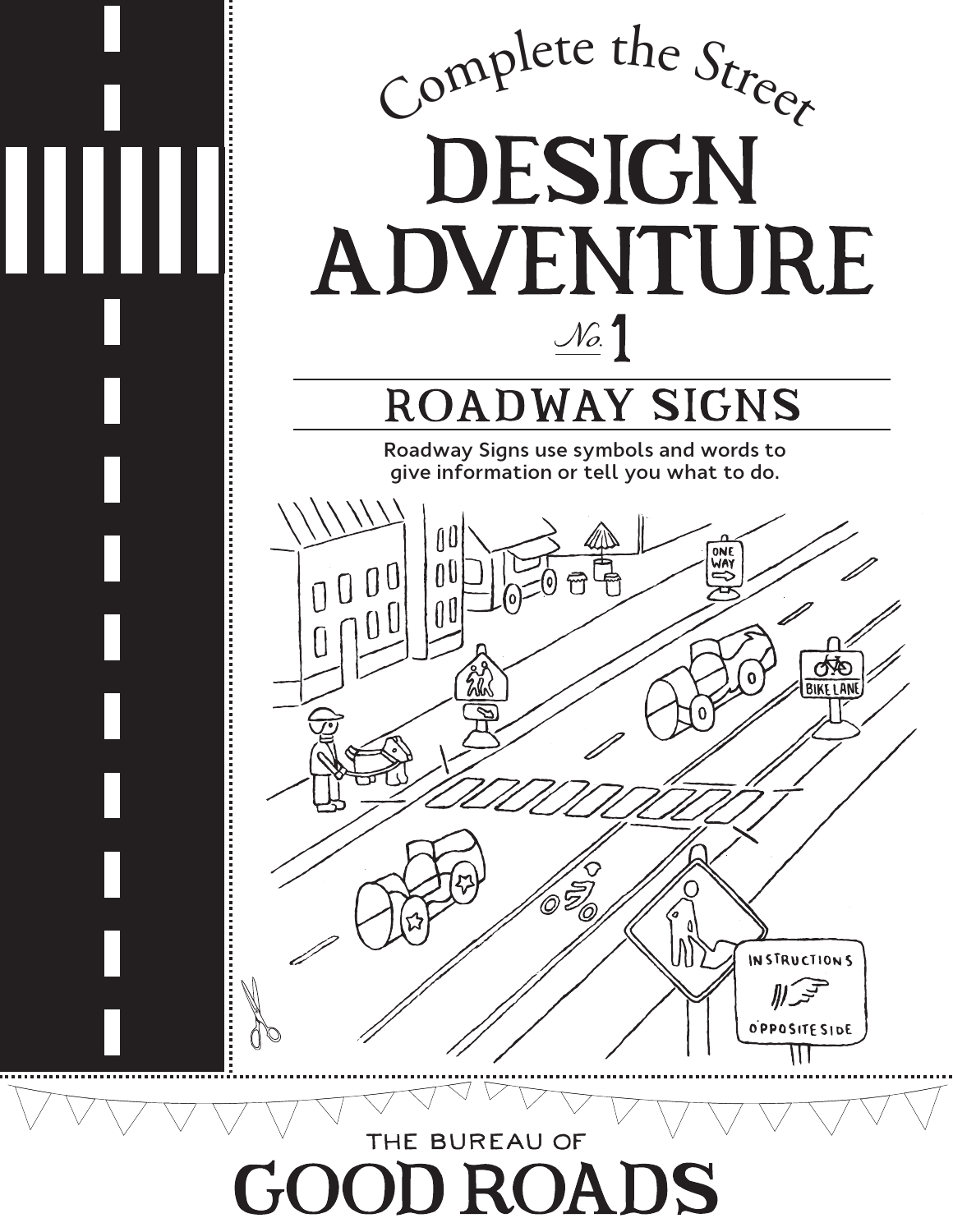# Complete the Street

# DESIGN ADVENTURE

## No. 1

## ROADWAY SIGNS

Roadway Signs use symbols and words to give information or tell you what to do.

ONE WAY

BIKE LANE

INSTRUCTIONS OPPOSITE SIDE

THE BUREAU OF

# GOOD ROADS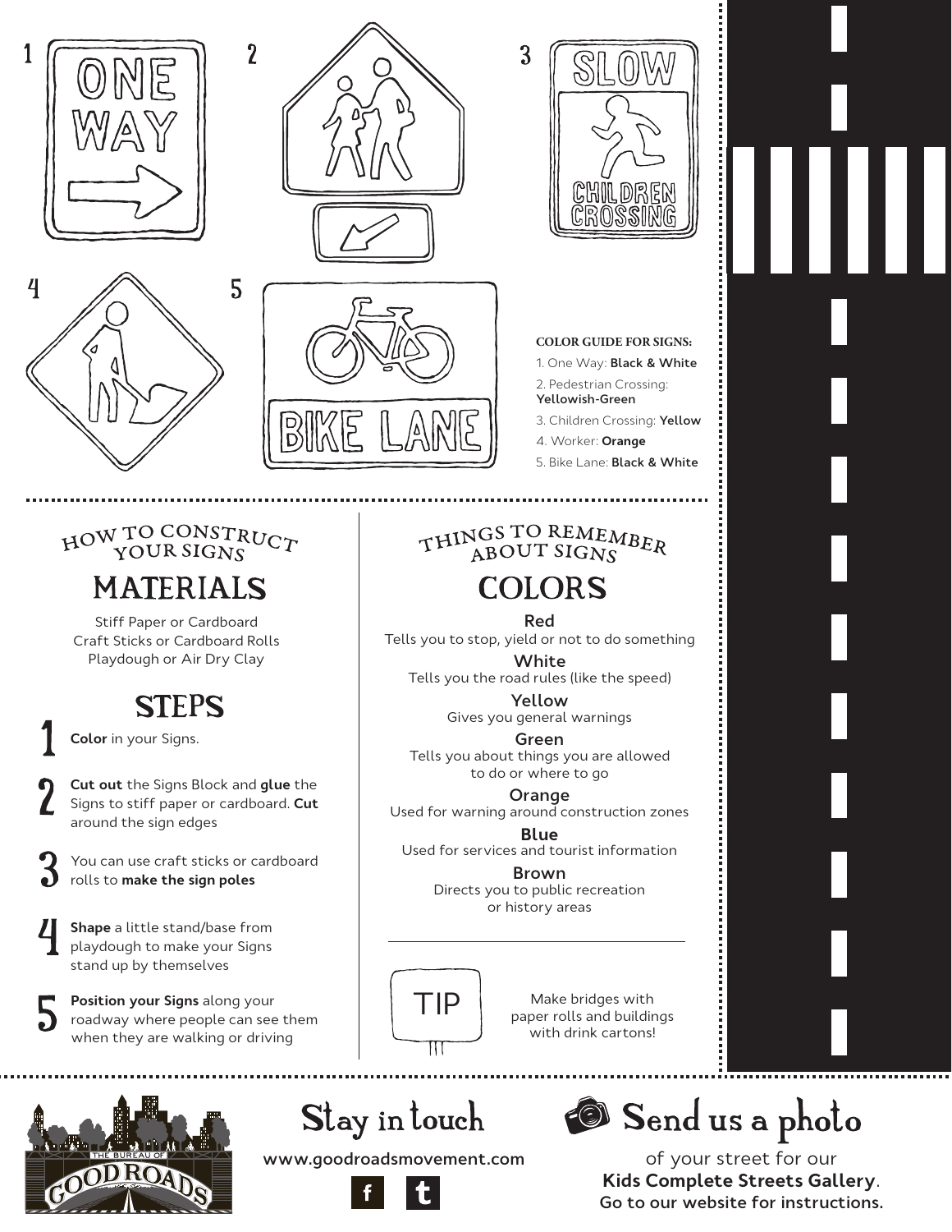1

ONE WAY

2

3

SLOW

CHILDREN CROSSING

4

5

BIKE LANE

**COLOR GUIDE FOR SIGNS:**

1. One Way: **Black & White**
2. Pedestrian Crossing: **Yellowish-Green**
3. Children Crossing: **Yellow**
4. Worker: **Orange**
5. Bike Lane: **Black & White**

## HOW TO CONSTRUCT YOUR SIGNS

### MATERIALS

Stiff Paper or Cardboard
Craft Sticks or Cardboard Rolls
Playdough or Air Dry Clay

### STEPS

1. **Color** in your Signs.
2. **Cut out** the Signs Block and **glue** the Signs to stiff paper or cardboard. **Cut** around the sign edges
3. You can use craft sticks or cardboard rolls to **make the sign poles**
4. **Shape** a little stand/base from playdough to make your Signs stand up by themselves
5. **Position your Signs** along your roadway where people can see them when they are walking or driving

## THINGS TO REMEMBER ABOUT SIGNS

### COLORS

**Red**
Tells you to stop, yield or not to do something

**White**
Tells you the road rules (like the speed)

**Yellow**
Gives you general warnings

**Green**
Tells you about things you are allowed to do or where to go

**Orange**
Used for warning around construction zones

**Blue**
Used for services and tourist information

**Brown**
Directs you to public recreation or history areas

TIP

Make bridges with paper rolls and buildings with drink cartons!

THE BUREAU OF GOOD ROADS

## Stay in touch

**www.goodroadsmovement.com**

## Send us a photo

of your street for our **Kids Complete Streets Gallery**.
**Go to our website for instructions.**